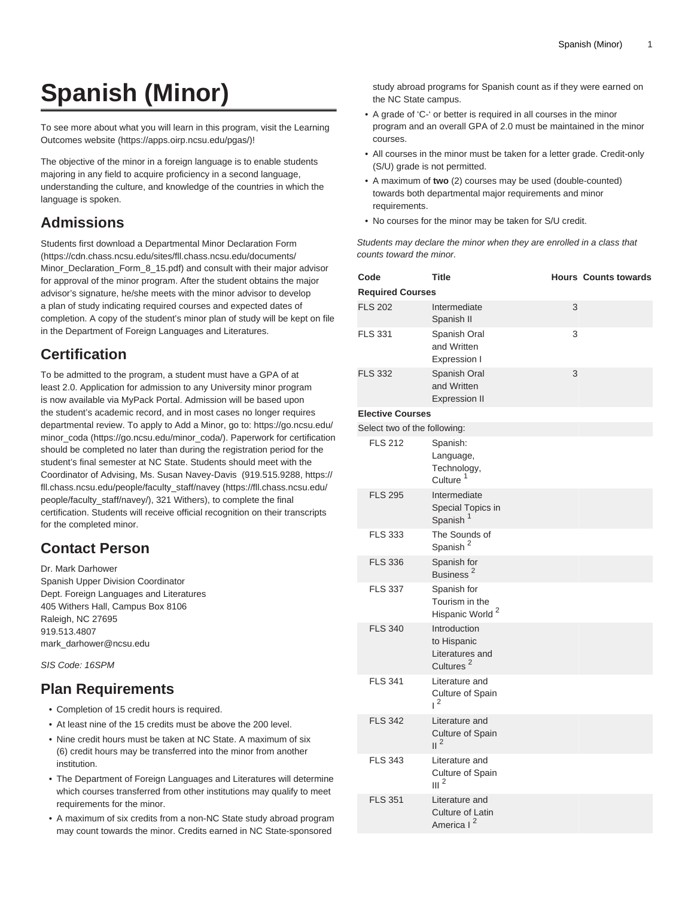# Spanish (Minor)

To see more about what you will learn in this program, visit the Learning Outcomes website (https://apps.oirp.ncsu.edu/pgas/)!

The objective of the minor in a foreign language is to enable students majoring in any field to acquire proficiency in a second language, understanding the culture, and knowledge of the countries in which the language is spoken.

## Admissions

Students first download a Departmental Minor Declaration Form (https://cdn.chass.ncsu.edu/sites/fll.chass.ncsu.edu/documents/Minor_Declaration_Form_8_15.pdf) and consult with their major advisor for approval of the minor program. After the student obtains the major advisor's signature, he/she meets with the minor advisor to develop a plan of study indicating required courses and expected dates of completion. A copy of the student's minor plan of study will be kept on file in the Department of Foreign Languages and Literatures.

## Certification

To be admitted to the program, a student must have a GPA of at least 2.0. Application for admission to any University minor program is now available via MyPack Portal. Admission will be based upon the student's academic record, and in most cases no longer requires departmental review. To apply to Add a Minor, go to: https://go.ncsu.edu/minor_coda (https://go.ncsu.edu/minor_coda/). Paperwork for certification should be completed no later than during the registration period for the student's final semester at NC State. Students should meet with the Coordinator of Advising, Ms. Susan Navey-Davis (919.515.9288, https://fll.chass.ncsu.edu/people/faculty_staff/navey (https://fll.chass.ncsu.edu/people/faculty_staff/navey/), 321 Withers), to complete the final certification. Students will receive official recognition on their transcripts for the completed minor.

## Contact Person

Dr. Mark Darhower
Spanish Upper Division Coordinator
Dept. Foreign Languages and Literatures
405 Withers Hall, Campus Box 8106
Raleigh, NC 27695
919.513.4807
mark_darhower@ncsu.edu

*SIS Code: 16SPM*

## Plan Requirements

- Completion of 15 credit hours is required.
- At least nine of the 15 credits must be above the 200 level.
- Nine credit hours must be taken at NC State. A maximum of six (6) credit hours may be transferred into the minor from another institution.
- The Department of Foreign Languages and Literatures will determine which courses transferred from other institutions may qualify to meet requirements for the minor.
- A maximum of six credits from a non-NC State study abroad program may count towards the minor. Credits earned in NC State-sponsored study abroad programs for Spanish count as if they were earned on the NC State campus.
- A grade of 'C-' or better is required in all courses in the minor program and an overall GPA of 2.0 must be maintained in the minor courses.
- All courses in the minor must be taken for a letter grade. Credit-only (S/U) grade is not permitted.
- A maximum of **two** (2) courses may be used (double-counted) towards both departmental major requirements and minor requirements.
- No courses for the minor may be taken for S/U credit.

*Students may declare the minor when they are enrolled in a class that counts toward the minor.*

| Code | Title | Hours | Counts towards |
|---|---|---|---|
| **Required Courses** | | | |
| FLS 202 | Intermediate Spanish II | 3 | |
| FLS 331 | Spanish Oral and Written Expression I | 3 | |
| FLS 332 | Spanish Oral and Written Expression II | 3 | |
| **Elective Courses** | | | |
| Select two of the following: | | | |
| FLS 212 | Spanish: Language, Technology, Culture [1] | | |
| FLS 295 | Intermediate Special Topics in Spanish [1] | | |
| FLS 333 | The Sounds of Spanish [2] | | |
| FLS 336 | Spanish for Business [2] | | |
| FLS 337 | Spanish for Tourism in the Hispanic World [2] | | |
| FLS 340 | Introduction to Hispanic Literatures and Cultures [2] | | |
| FLS 341 | Literature and Culture of Spain I [2] | | |
| FLS 342 | Literature and Culture of Spain II [2] | | |
| FLS 343 | Literature and Culture of Spain III [2] | | |
| FLS 351 | Literature and Culture of Latin America I [2] | | |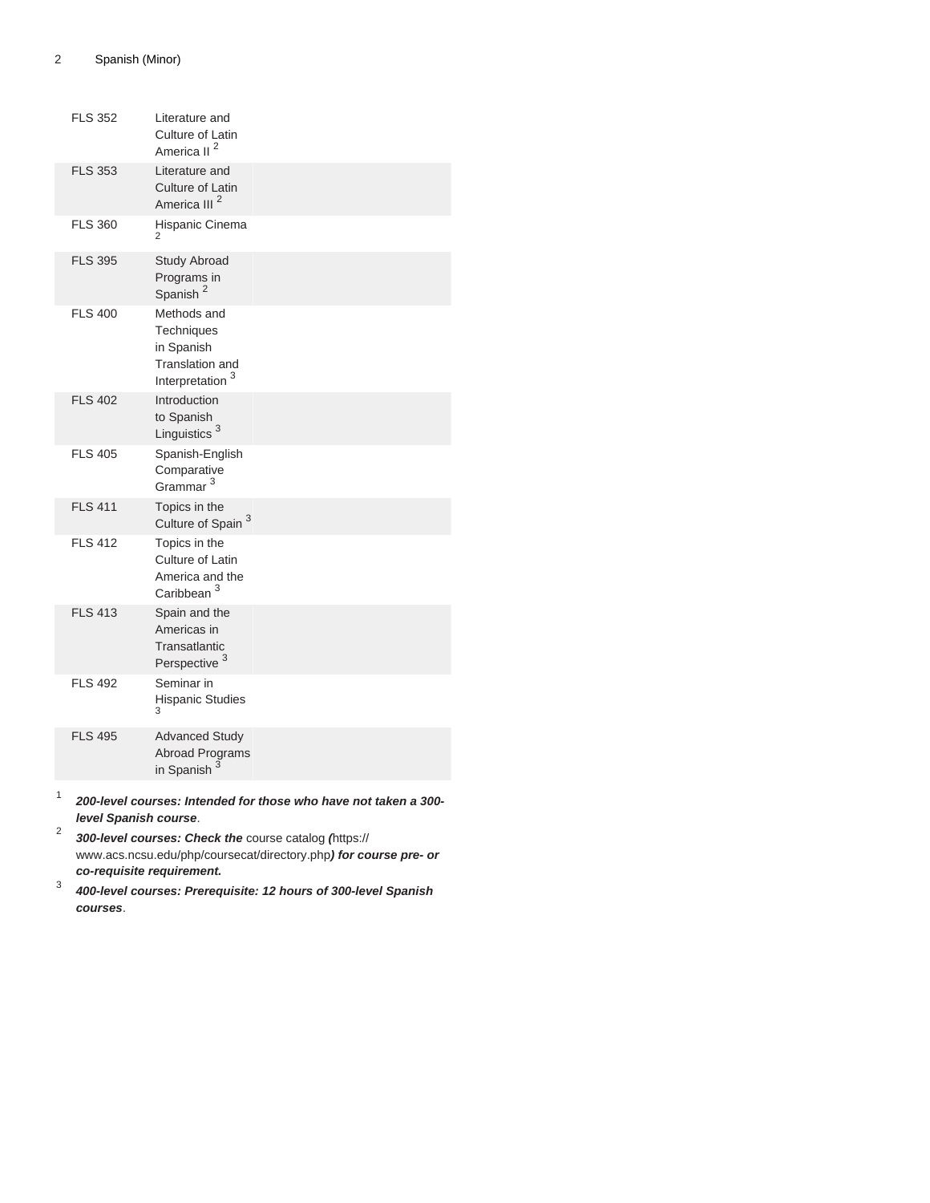| | | |
|---|---|---|
| FLS 352 | Literature and Culture of Latin America II [2] | |
| FLS 353 | Literature and Culture of Latin America III [2] | |
| FLS 360 | Hispanic Cinema [2] | |
| FLS 395 | Study Abroad Programs in Spanish [2] | |
| FLS 400 | Methods and Techniques in Spanish Translation and Interpretation [3] | |
| FLS 402 | Introduction to Spanish Linguistics [3] | |
| FLS 405 | Spanish-English Comparative Grammar [3] | |
| FLS 411 | Topics in the Culture of Spain [3] | |
| FLS 412 | Topics in the Culture of Latin America and the Caribbean [3] | |
| FLS 413 | Spain and the Americas in Transatlantic Perspective [3] | |
| FLS 492 | Seminar in Hispanic Studies [3] | |
| FLS 495 | Advanced Study Abroad Programs in Spanish [3] | |

[1] ***200-level courses: Intended for those who have not taken a 300-level Spanish course***.

[2] ***300-level courses: Check the*** course catalog ***(***https://www.acs.ncsu.edu/php/coursecat/directory.php***) for course pre- or co-requisite requirement.***

[3] ***400-level courses: Prerequisite: 12 hours of 300-level Spanish courses***.